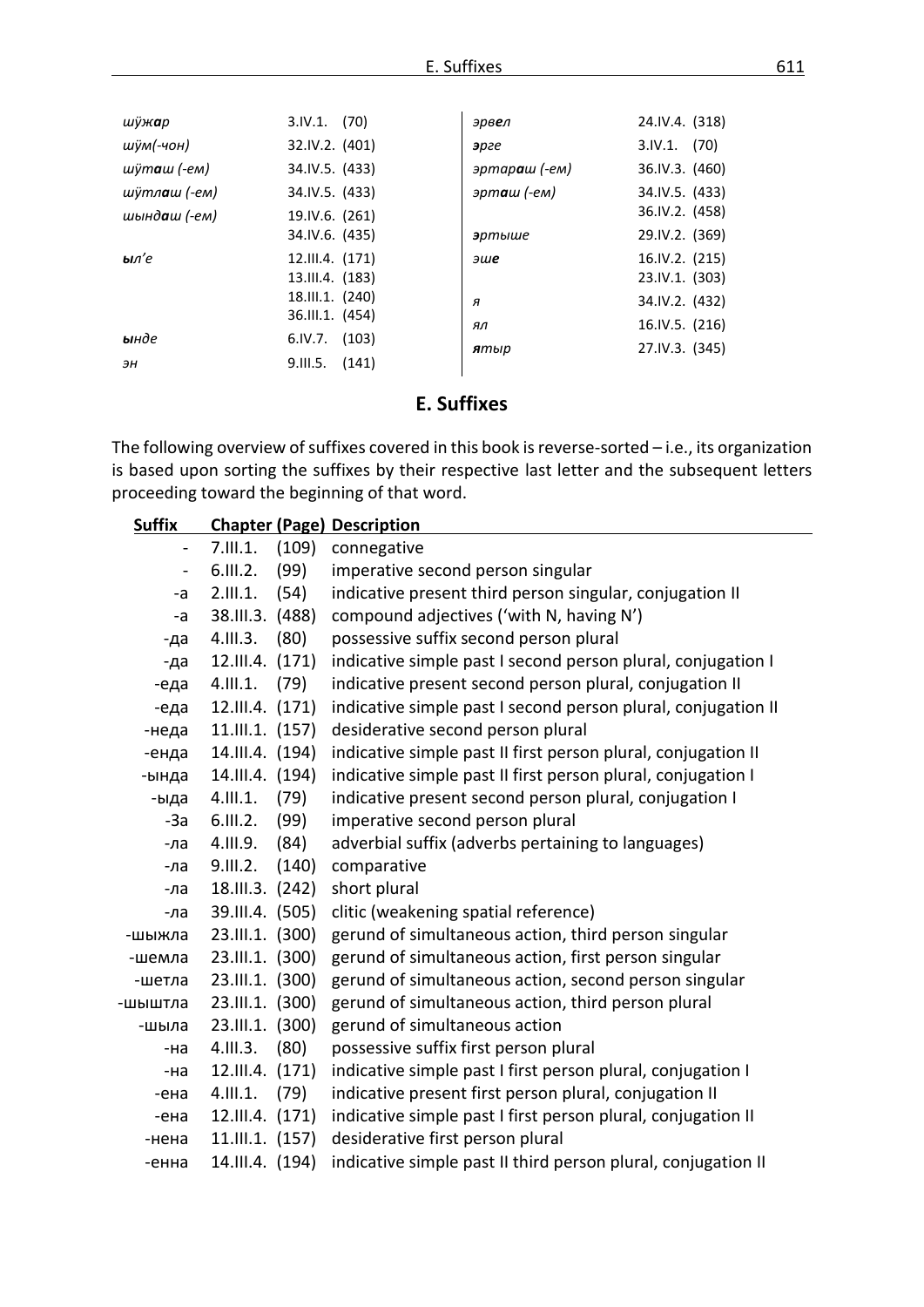| | |
|---|---|
| *шӱжар* | 3.IV.1. (70) |
| *шӱм(-чон)* | 32.IV.2. (401) |
| *шӱташ (-ем)* | 34.IV.5. (433) |
| *шӱтлаш (-ем)* | 34.IV.5. (433) |
| *шындаш (-ем)* | 19.IV.6. (261)<br>34.IV.6. (435) |
| *ыл'е* | 12.III.4. (171)<br>13.III.4. (183)<br>18.III.1. (240)<br>36.III.1. (454) |
| *ынде* | 6.IV.7. (103) |
| *эн* | 9.III.5. (141) |
| *эрвел* | 24.IV.4. (318) |
| *эрге* | 3.IV.1. (70) |
| *эртараш (-ем)* | 36.IV.3. (460) |
| *эрташ (-ем)* | 34.IV.5. (433)<br>36.IV.2. (458) |
| *эртыше* | 29.IV.2. (369) |
| *эше* | 16.IV.2. (215)<br>23.IV.1. (303) |
| *я* | 34.IV.2. (432) |
| *ял* | 16.IV.5. (216) |
| *ятыр* | 27.IV.3. (345) |

## E. Suffixes

The following overview of suffixes covered in this book is reverse-sorted – i.e., its organization is based upon sorting the suffixes by their respective last letter and the subsequent letters proceeding toward the beginning of that word.

| Suffix | Chapter | (Page) | Description |
|---:|---|---|---|
| - | 7.III.1. | (109) | connegative |
| - | 6.III.2. | (99) | imperative second person singular |
| -а | 2.III.1. | (54) | indicative present third person singular, conjugation II |
| -а | 38.III.3. | (488) | compound adjectives ('with N, having N') |
| -да | 4.III.3. | (80) | possessive suffix second person plural |
| -да | 12.III.4. | (171) | indicative simple past I second person plural, conjugation I |
| -еда | 4.III.1. | (79) | indicative present second person plural, conjugation II |
| -еда | 12.III.4. | (171) | indicative simple past I second person plural, conjugation II |
| -неда | 11.III.1. | (157) | desiderative second person plural |
| -енда | 14.III.4. | (194) | indicative simple past II first person plural, conjugation II |
| -ында | 14.III.4. | (194) | indicative simple past II first person plural, conjugation I |
| -ыда | 4.III.1. | (79) | indicative present second person plural, conjugation I |
| -За | 6.III.2. | (99) | imperative second person plural |
| -ла | 4.III.9. | (84) | adverbial suffix (adverbs pertaining to languages) |
| -ла | 9.III.2. | (140) | comparative |
| -ла | 18.III.3. | (242) | short plural |
| -ла | 39.III.4. | (505) | clitic (weakening spatial reference) |
| -шыжла | 23.III.1. | (300) | gerund of simultaneous action, third person singular |
| -шемла | 23.III.1. | (300) | gerund of simultaneous action, first person singular |
| -шетла | 23.III.1. | (300) | gerund of simultaneous action, second person singular |
| -шыштла | 23.III.1. | (300) | gerund of simultaneous action, third person plural |
| -шыла | 23.III.1. | (300) | gerund of simultaneous action |
| -на | 4.III.3. | (80) | possessive suffix first person plural |
| -на | 12.III.4. | (171) | indicative simple past I first person plural, conjugation I |
| -ена | 4.III.1. | (79) | indicative present first person plural, conjugation II |
| -ена | 12.III.4. | (171) | indicative simple past I first person plural, conjugation II |
| -нена | 11.III.1. | (157) | desiderative first person plural |
| -енна | 14.III.4. | (194) | indicative simple past II third person plural, conjugation II |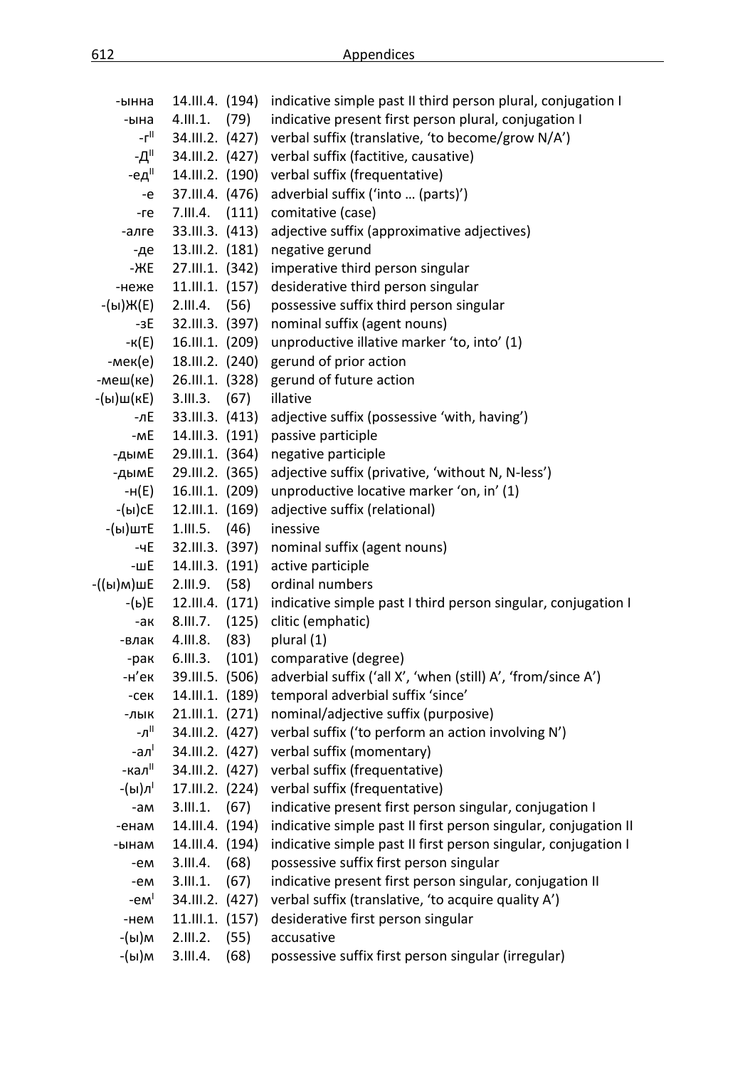| | | | |
|---|---|---|---|
| -ынна | 14.III.4. | (194) | indicative simple past II third person plural, conjugation I |
| -ына | 4.III.1. | (79) | indicative present first person plural, conjugation I |
| -г[II] | 34.III.2. | (427) | verbal suffix (translative, ‘to become/grow N/A’) |
| -Д[II] | 34.III.2. | (427) | verbal suffix (factitive, causative) |
| -ед[II] | 14.III.2. | (190) | verbal suffix (frequentative) |
| -е | 37.III.4. | (476) | adverbial suffix (‘into … (parts)’) |
| -ге | 7.III.4. | (111) | comitative (case) |
| -алге | 33.III.3. | (413) | adjective suffix (approximative adjectives) |
| -де | 13.III.2. | (181) | negative gerund |
| -ЖЕ | 27.III.1. | (342) | imperative third person singular |
| -неже | 11.III.1. | (157) | desiderative third person singular |
| -(ы)Ж(Е) | 2.III.4. | (56) | possessive suffix third person singular |
| -зЕ | 32.III.3. | (397) | nominal suffix (agent nouns) |
| -к(Е) | 16.III.1. | (209) | unproductive illative marker ‘to, into’ (1) |
| -мек(е) | 18.III.2. | (240) | gerund of prior action |
| -меш(ке) | 26.III.1. | (328) | gerund of future action |
| -(ы)ш(кЕ) | 3.III.3. | (67) | illative |
| -лЕ | 33.III.3. | (413) | adjective suffix (possessive ‘with, having’) |
| -мЕ | 14.III.3. | (191) | passive participle |
| -дымЕ | 29.III.1. | (364) | negative participle |
| -дымЕ | 29.III.2. | (365) | adjective suffix (privative, ‘without N, N-less’) |
| -н(Е) | 16.III.1. | (209) | unproductive locative marker ‘on, in’ (1) |
| -(ы)сЕ | 12.III.1. | (169) | adjective suffix (relational) |
| -(ы)штЕ | 1.III.5. | (46) | inessive |
| -чЕ | 32.III.3. | (397) | nominal suffix (agent nouns) |
| -шЕ | 14.III.3. | (191) | active participle |
| -((ы)м)шЕ | 2.III.9. | (58) | ordinal numbers |
| -(ь)Е | 12.III.4. | (171) | indicative simple past I third person singular, conjugation I |
| -ак | 8.III.7. | (125) | clitic (emphatic) |
| -влак | 4.III.8. | (83) | plural (1) |
| -рак | 6.III.3. | (101) | comparative (degree) |
| -н’ек | 39.III.5. | (506) | adverbial suffix (‘all X’, ‘when (still) A’, ‘from/since A’) |
| -сек | 14.III.1. | (189) | temporal adverbial suffix ‘since’ |
| -лык | 21.III.1. | (271) | nominal/adjective suffix (purposive) |
| -л[II] | 34.III.2. | (427) | verbal suffix (‘to perform an action involving N’) |
| -ал[I] | 34.III.2. | (427) | verbal suffix (momentary) |
| -кал[II] | 34.III.2. | (427) | verbal suffix (frequentative) |
| -(ы)л[I] | 17.III.2. | (224) | verbal suffix (frequentative) |
| -ам | 3.III.1. | (67) | indicative present first person singular, conjugation I |
| -енам | 14.III.4. | (194) | indicative simple past II first person singular, conjugation II |
| -ынам | 14.III.4. | (194) | indicative simple past II first person singular, conjugation I |
| -ем | 3.III.4. | (68) | possessive suffix first person singular |
| -ем | 3.III.1. | (67) | indicative present first person singular, conjugation II |
| -ем[I] | 34.III.2. | (427) | verbal suffix (translative, ‘to acquire quality A’) |
| -нем | 11.III.1. | (157) | desiderative first person singular |
| -(ы)м | 2.III.2. | (55) | accusative |
| -(ы)м | 3.III.4. | (68) | possessive suffix first person singular (irregular) |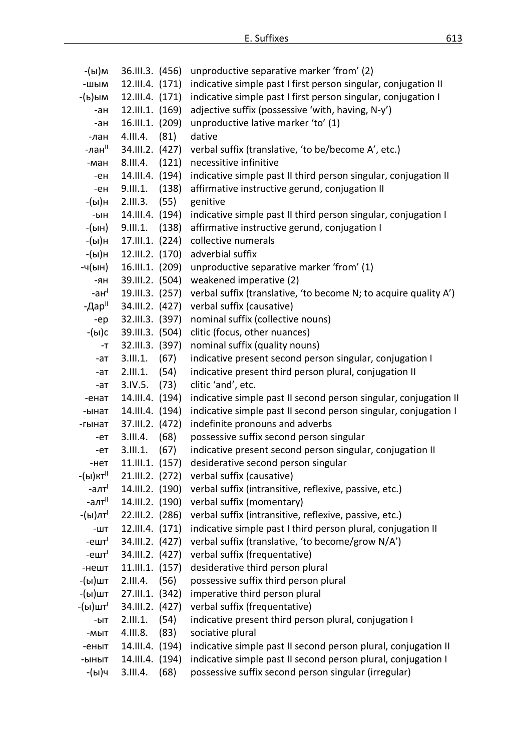| | | | |
|---|---|---|---|
| -(ы)м | 36.III.3. | (456) | unproductive separative marker 'from' (2) |
| -шым | 12.III.4. | (171) | indicative simple past I first person singular, conjugation II |
| -(ь)ым | 12.III.4. | (171) | indicative simple past I first person singular, conjugation I |
| -ан | 12.III.1. | (169) | adjective suffix (possessive 'with, having, N-y') |
| -ан | 16.III.1. | (209) | unproductive lative marker 'to' (1) |
| -лан | 4.III.4. | (81) | dative |
| -лан[II] | 34.III.2. | (427) | verbal suffix (translative, 'to be/become A', etc.) |
| -ман | 8.III.4. | (121) | necessitive infinitive |
| -ен | 14.III.4. | (194) | indicative simple past II third person singular, conjugation II |
| -ен | 9.III.1. | (138) | affirmative instructive gerund, conjugation II |
| -(ы)н | 2.III.3. | (55) | genitive |
| -ын | 14.III.4. | (194) | indicative simple past II third person singular, conjugation I |
| -(ын) | 9.III.1. | (138) | affirmative instructive gerund, conjugation I |
| -(ы)н | 17.III.1. | (224) | collective numerals |
| -(ы)н | 12.III.2. | (170) | adverbial suffix |
| -ч(ын) | 16.III.1. | (209) | unproductive separative marker 'from' (1) |
| -ян | 39.III.2. | (504) | weakened imperative (2) |
| -аҥ[I] | 19.III.3. | (257) | verbal suffix (translative, 'to become N; to acquire quality A') |
| -Дар[II] | 34.III.2. | (427) | verbal suffix (causative) |
| -ер | 32.III.3. | (397) | nominal suffix (collective nouns) |
| -(ы)с | 39.III.3. | (504) | clitic (focus, other nuances) |
| -т | 32.III.3. | (397) | nominal suffix (quality nouns) |
| -ат | 3.III.1. | (67) | indicative present second person singular, conjugation I |
| -ат | 2.III.1. | (54) | indicative present third person plural, conjugation II |
| -ат | 3.IV.5. | (73) | clitic 'and', etc. |
| -енат | 14.III.4. | (194) | indicative simple past II second person singular, conjugation II |
| -ынат | 14.III.4. | (194) | indicative simple past II second person singular, conjugation I |
| -гынат | 37.III.2. | (472) | indefinite pronouns and adverbs |
| -ет | 3.III.4. | (68) | possessive suffix second person singular |
| -ет | 3.III.1. | (67) | indicative present second person singular, conjugation II |
| -нет | 11.III.1. | (157) | desiderative second person singular |
| -(ы)кт[II] | 21.III.2. | (272) | verbal suffix (causative) |
| -алт[I] | 14.III.2. | (190) | verbal suffix (intransitive, reflexive, passive, etc.) |
| -алт[II] | 14.III.2. | (190) | verbal suffix (momentary) |
| -(ы)лт[I] | 22.III.2. | (286) | verbal suffix (intransitive, reflexive, passive, etc.) |
| -шт | 12.III.4. | (171) | indicative simple past I third person plural, conjugation II |
| -ешт[I] | 34.III.2. | (427) | verbal suffix (translative, 'to become/grow N/A') |
| -ешт[I] | 34.III.2. | (427) | verbal suffix (frequentative) |
| -нешт | 11.III.1. | (157) | desiderative third person plural |
| -(ы)шт | 2.III.4. | (56) | possessive suffix third person plural |
| -(ы)шт | 27.III.1. | (342) | imperative third person plural |
| -(ы)шт[I] | 34.III.2. | (427) | verbal suffix (frequentative) |
| -ыт | 2.III.1. | (54) | indicative present third person plural, conjugation I |
| -мыт | 4.III.8. | (83) | sociative plural |
| -еныт | 14.III.4. | (194) | indicative simple past II second person plural, conjugation II |
| -ыныт | 14.III.4. | (194) | indicative simple past II second person plural, conjugation I |
| -(ы)ч | 3.III.4. | (68) | possessive suffix second person singular (irregular) |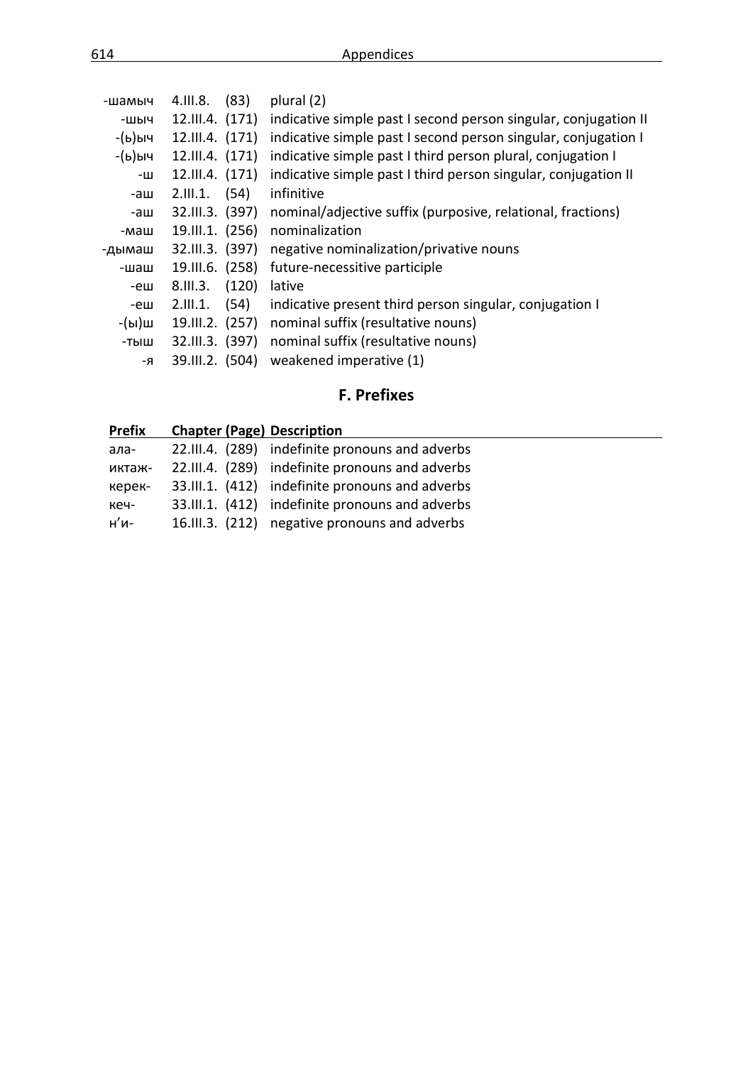| | | | |
|---|---|---|---|
| -шамыч | 4.III.8. | (83) | plural (2) |
| -шыч | 12.III.4. | (171) | indicative simple past I second person singular, conjugation II |
| -(ь)ыч | 12.III.4. | (171) | indicative simple past I second person singular, conjugation I |
| -(ь)ыч | 12.III.4. | (171) | indicative simple past I third person plural, conjugation I |
| -ш | 12.III.4. | (171) | indicative simple past I third person singular, conjugation II |
| -аш | 2.III.1. | (54) | infinitive |
| -аш | 32.III.3. | (397) | nominal/adjective suffix (purposive, relational, fractions) |
| -маш | 19.III.1. | (256) | nominalization |
| -дымаш | 32.III.3. | (397) | negative nominalization/privative nouns |
| -шаш | 19.III.6. | (258) | future-necessitive participle |
| -еш | 8.III.3. | (120) | lative |
| -еш | 2.III.1. | (54) | indicative present third person singular, conjugation I |
| -(ы)ш | 19.III.2. | (257) | nominal suffix (resultative nouns) |
| -тыш | 32.III.3. | (397) | nominal suffix (resultative nouns) |
| -я | 39.III.2. | (504) | weakened imperative (1) |

## F. Prefixes

| Prefix | Chapter | (Page) | Description |
|---|---|---|---|
| ала- | 22.III.4. | (289) | indefinite pronouns and adverbs |
| иктаж- | 22.III.4. | (289) | indefinite pronouns and adverbs |
| керек- | 33.III.1. | (412) | indefinite pronouns and adverbs |
| кеч- | 33.III.1. | (412) | indefinite pronouns and adverbs |
| н'и- | 16.III.3. | (212) | negative pronouns and adverbs |